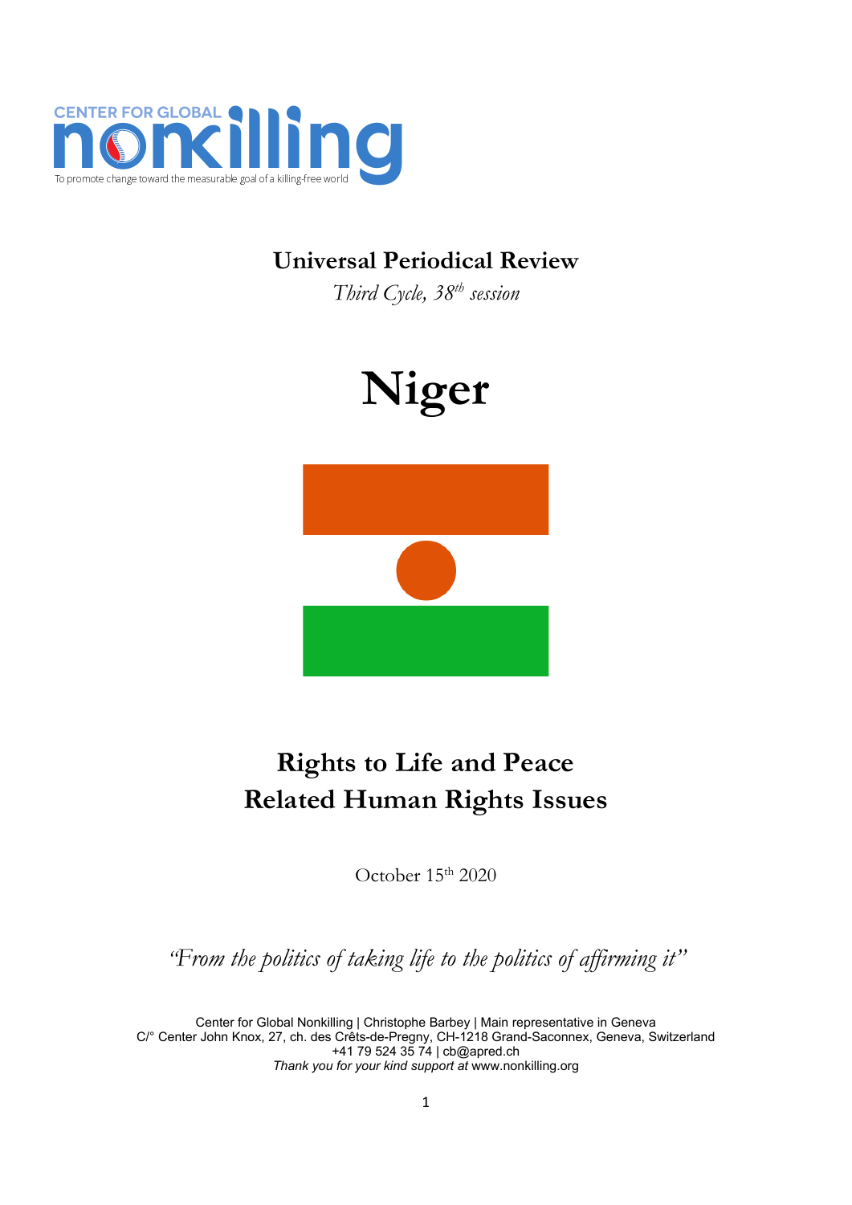CENTER FOR GLOBAL nonkilling

To promote change toward the measurable goal of a killing-free world

## Universal Periodical Review

*Third Cycle, 38th session*

# Niger

## Rights to Life and Peace
## Related Human Rights Issues

October 15th 2020

*"From the politics of taking life to the politics of affirming it"*

Center for Global Nonkilling | Christophe Barbey | Main representative in Geneva
C/° Center John Knox, 27, ch. des Crêts-de-Pregny, CH-1218 Grand-Saconnex, Geneva, Switzerland
+41 79 524 35 74 | cb@apred.ch
*Thank you for your kind support at* www.nonkilling.org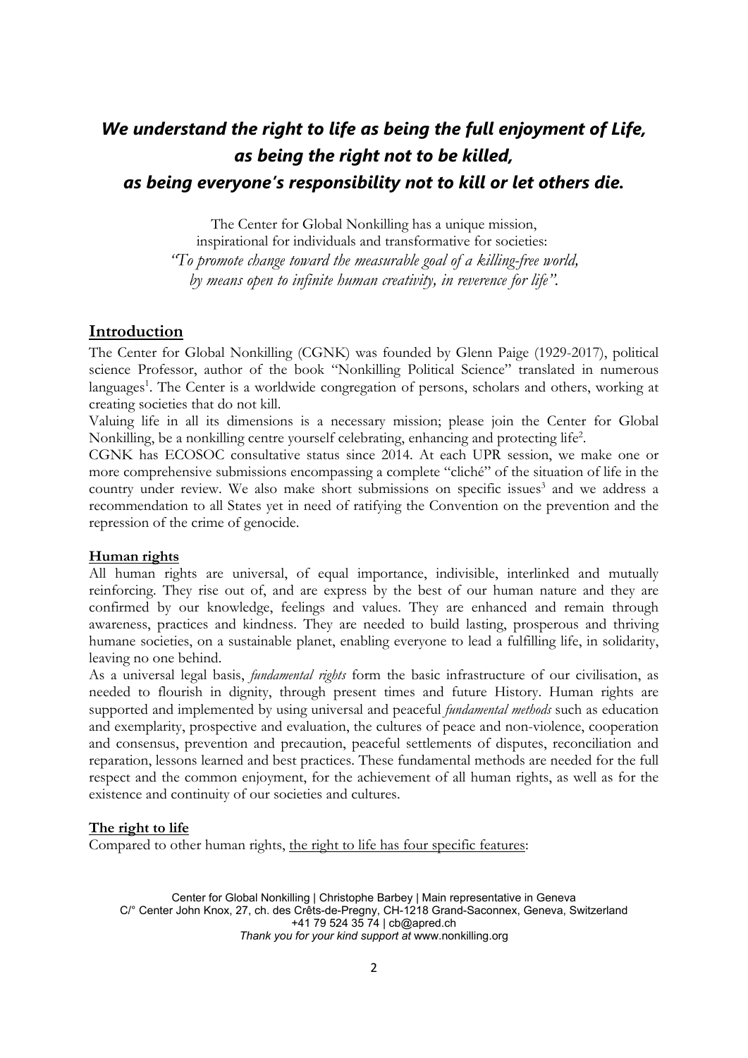***We understand the right to life as being the full enjoyment of Life, as being the right not to be killed, as being everyone's responsibility not to kill or let others die.***

The Center for Global Nonkilling has a unique mission,
inspirational for individuals and transformative for societies:
*"To promote change toward the measurable goal of a killing-free world, by means open to infinite human creativity, in reverence for life".*

## Introduction

The Center for Global Nonkilling (CGNK) was founded by Glenn Paige (1929-2017), political science Professor, author of the book "Nonkilling Political Science" translated in numerous languages[1]. The Center is a worldwide congregation of persons, scholars and others, working at creating societies that do not kill.

Valuing life in all its dimensions is a necessary mission; please join the Center for Global Nonkilling, be a nonkilling centre yourself celebrating, enhancing and protecting life[2].

CGNK has ECOSOC consultative status since 2014. At each UPR session, we make one or more comprehensive submissions encompassing a complete "cliché" of the situation of life in the country under review. We also make short submissions on specific issues[3] and we address a recommendation to all States yet in need of ratifying the Convention on the prevention and the repression of the crime of genocide.

### Human rights

All human rights are universal, of equal importance, indivisible, interlinked and mutually reinforcing. They rise out of, and are express by the best of our human nature and they are confirmed by our knowledge, feelings and values. They are enhanced and remain through awareness, practices and kindness. They are needed to build lasting, prosperous and thriving humane societies, on a sustainable planet, enabling everyone to lead a fulfilling life, in solidarity, leaving no one behind.

As a universal legal basis, *fundamental rights* form the basic infrastructure of our civilisation, as needed to flourish in dignity, through present times and future History. Human rights are supported and implemented by using universal and peaceful *fundamental methods* such as education and exemplarity, prospective and evaluation, the cultures of peace and non-violence, cooperation and consensus, prevention and precaution, peaceful settlements of disputes, reconciliation and reparation, lessons learned and best practices. These fundamental methods are needed for the full respect and the common enjoyment, for the achievement of all human rights, as well as for the existence and continuity of our societies and cultures.

### The right to life

Compared to other human rights, the right to life has four specific features: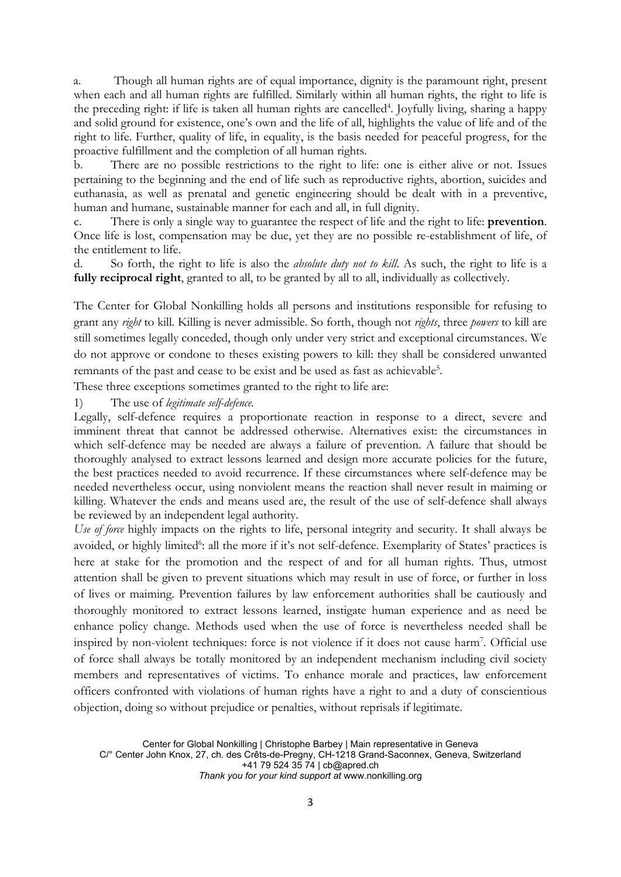a. Though all human rights are of equal importance, dignity is the paramount right, present when each and all human rights are fulfilled. Similarly within all human rights, the right to life is the preceding right: if life is taken all human rights are cancelled[4]. Joyfully living, sharing a happy and solid ground for existence, one's own and the life of all, highlights the value of life and of the right to life. Further, quality of life, in equality, is the basis needed for peaceful progress, for the proactive fulfillment and the completion of all human rights.

b. There are no possible restrictions to the right to life: one is either alive or not. Issues pertaining to the beginning and the end of life such as reproductive rights, abortion, suicides and euthanasia, as well as prenatal and genetic engineering should be dealt with in a preventive, human and humane, sustainable manner for each and all, in full dignity.

c. There is only a single way to guarantee the respect of life and the right to life: **prevention**. Once life is lost, compensation may be due, yet they are no possible re-establishment of life, of the entitlement to life.

d. So forth, the right to life is also the *absolute duty not to kill*. As such, the right to life is a **fully reciprocal right**, granted to all, to be granted by all to all, individually as collectively.

The Center for Global Nonkilling holds all persons and institutions responsible for refusing to grant any *right* to kill. Killing is never admissible. So forth, though not *rights*, three *powers* to kill are still sometimes legally conceded, though only under very strict and exceptional circumstances. We do not approve or condone to theses existing powers to kill: they shall be considered unwanted remnants of the past and cease to be exist and be used as fast as achievable[5].

These three exceptions sometimes granted to the right to life are:

1) The use of *legitimate self-defence.*

Legally, self-defence requires a proportionate reaction in response to a direct, severe and imminent threat that cannot be addressed otherwise. Alternatives exist: the circumstances in which self-defence may be needed are always a failure of prevention. A failure that should be thoroughly analysed to extract lessons learned and design more accurate policies for the future, the best practices needed to avoid recurrence. If these circumstances where self-defence may be needed nevertheless occur, using nonviolent means the reaction shall never result in maiming or killing. Whatever the ends and means used are, the result of the use of self-defence shall always be reviewed by an independent legal authority.

*Use of force* highly impacts on the rights to life, personal integrity and security. It shall always be avoided, or highly limited[6]: all the more if it's not self-defence. Exemplarity of States' practices is here at stake for the promotion and the respect of and for all human rights. Thus, utmost attention shall be given to prevent situations which may result in use of force, or further in loss of lives or maiming. Prevention failures by law enforcement authorities shall be cautiously and thoroughly monitored to extract lessons learned, instigate human experience and as need be enhance policy change. Methods used when the use of force is nevertheless needed shall be inspired by non-violent techniques: force is not violence if it does not cause harm[7]. Official use of force shall always be totally monitored by an independent mechanism including civil society members and representatives of victims. To enhance morale and practices, law enforcement officers confronted with violations of human rights have a right to and a duty of conscientious objection, doing so without prejudice or penalties, without reprisals if legitimate.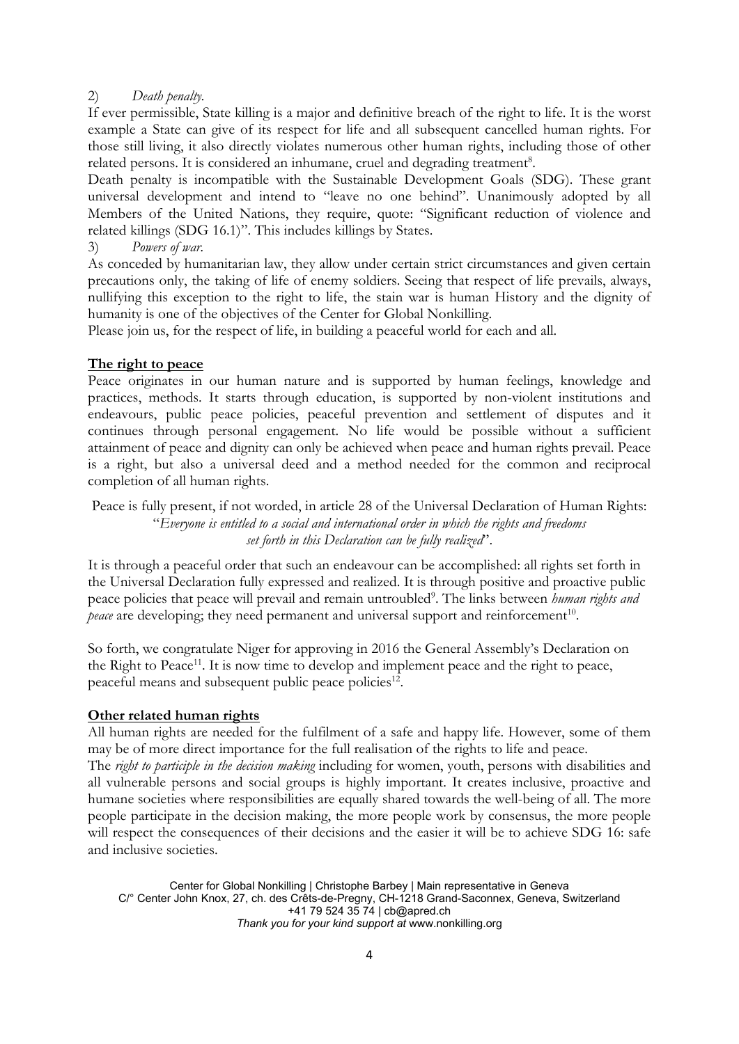2) *Death penalty.*

If ever permissible, State killing is a major and definitive breach of the right to life. It is the worst example a State can give of its respect for life and all subsequent cancelled human rights. For those still living, it also directly violates numerous other human rights, including those of other related persons. It is considered an inhumane, cruel and degrading treatment[8].

Death penalty is incompatible with the Sustainable Development Goals (SDG). These grant universal development and intend to "leave no one behind". Unanimously adopted by all Members of the United Nations, they require, quote: "Significant reduction of violence and related killings (SDG 16.1)". This includes killings by States.

3) *Powers of war.*

As conceded by humanitarian law, they allow under certain strict circumstances and given certain precautions only, the taking of life of enemy soldiers. Seeing that respect of life prevails, always, nullifying this exception to the right to life, the stain war is human History and the dignity of humanity is one of the objectives of the Center for Global Nonkilling.

Please join us, for the respect of life, in building a peaceful world for each and all.

## **The right to peace**

Peace originates in our human nature and is supported by human feelings, knowledge and practices, methods. It starts through education, is supported by non-violent institutions and endeavours, public peace policies, peaceful prevention and settlement of disputes and it continues through personal engagement. No life would be possible without a sufficient attainment of peace and dignity can only be achieved when peace and human rights prevail. Peace is a right, but also a universal deed and a method needed for the common and reciprocal completion of all human rights.

Peace is fully present, if not worded, in article 28 of the Universal Declaration of Human Rights: "*Everyone is entitled to a social and international order in which the rights and freedoms set forth in this Declaration can be fully realized*".

It is through a peaceful order that such an endeavour can be accomplished: all rights set forth in the Universal Declaration fully expressed and realized. It is through positive and proactive public peace policies that peace will prevail and remain untroubled[9]. The links between *human rights and peace* are developing; they need permanent and universal support and reinforcement[10].

So forth, we congratulate Niger for approving in 2016 the General Assembly's Declaration on the Right to Peace[11]. It is now time to develop and implement peace and the right to peace, peaceful means and subsequent public peace policies[12].

## **Other related human rights**

All human rights are needed for the fulfilment of a safe and happy life. However, some of them may be of more direct importance for the full realisation of the rights to life and peace.

The *right to participate in the decision making* including for women, youth, persons with disabilities and all vulnerable persons and social groups is highly important. It creates inclusive, proactive and humane societies where responsibilities are equally shared towards the well-being of all. The more people participate in the decision making, the more people work by consensus, the more people will respect the consequences of their decisions and the easier it will be to achieve SDG 16: safe and inclusive societies.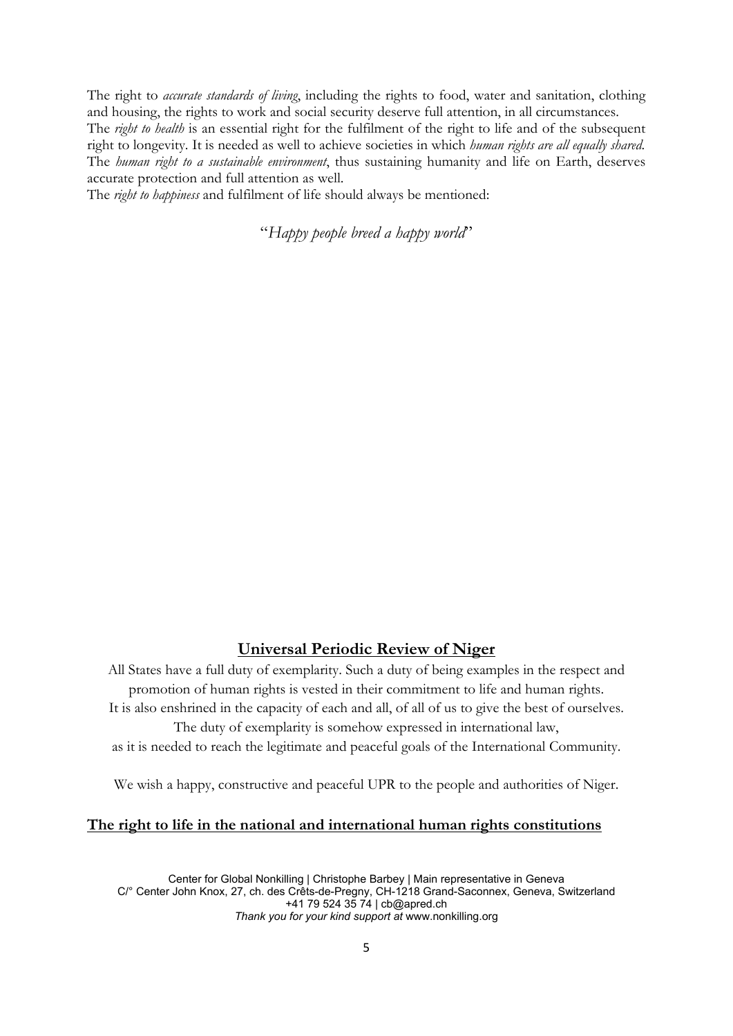The right to *accurate standards of living*, including the rights to food, water and sanitation, clothing and housing, the rights to work and social security deserve full attention, in all circumstances.
The *right to health* is an essential right for the fulfilment of the right to life and of the subsequent right to longevity. It is needed as well to achieve societies in which *human rights are all equally shared*.
The *human right to a sustainable environment*, thus sustaining humanity and life on Earth, deserves accurate protection and full attention as well.
The *right to happiness* and fulfilment of life should always be mentioned:

"*Happy people breed a happy world*"

## **Universal Periodic Review of Niger**

All States have a full duty of exemplarity. Such a duty of being examples in the respect and promotion of human rights is vested in their commitment to life and human rights.
It is also enshrined in the capacity of each and all, of all of us to give the best of ourselves.
The duty of exemplarity is somehow expressed in international law,
as it is needed to reach the legitimate and peaceful goals of the International Community.

We wish a happy, constructive and peaceful UPR to the people and authorities of Niger.

## **The right to life in the national and international human rights constitutions**

Center for Global Nonkilling | Christophe Barbey | Main representative in Geneva
C/° Center John Knox, 27, ch. des Crêts-de-Pregny, CH-1218 Grand-Saconnex, Geneva, Switzerland
+41 79 524 35 74 | cb@apred.ch
*Thank you for your kind support at* www.nonkilling.org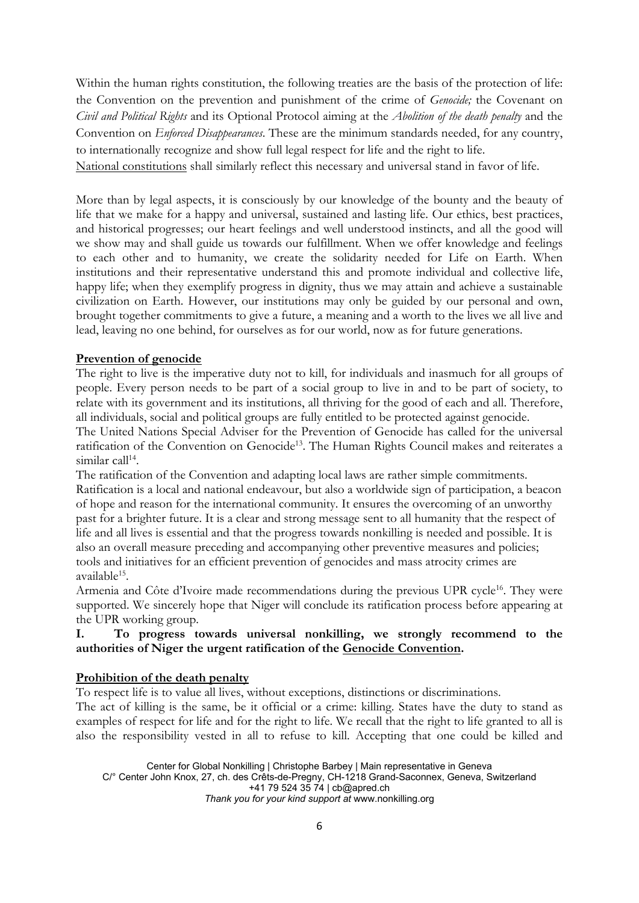Within the human rights constitution, the following treaties are the basis of the protection of life: the Convention on the prevention and punishment of the crime of *Genocide;* the Covenant on *Civil and Political Rights* and its Optional Protocol aiming at the *Abolition of the death penalty* and the Convention on *Enforced Disappearances*. These are the minimum standards needed, for any country, to internationally recognize and show full legal respect for life and the right to life.
National constitutions shall similarly reflect this necessary and universal stand in favor of life.

More than by legal aspects, it is consciously by our knowledge of the bounty and the beauty of life that we make for a happy and universal, sustained and lasting life. Our ethics, best practices, and historical progresses; our heart feelings and well understood instincts, and all the good will we show may and shall guide us towards our fulfillment. When we offer knowledge and feelings to each other and to humanity, we create the solidarity needed for Life on Earth. When institutions and their representative understand this and promote individual and collective life, happy life; when they exemplify progress in dignity, thus we may attain and achieve a sustainable civilization on Earth. However, our institutions may only be guided by our personal and own, brought together commitments to give a future, a meaning and a worth to the lives we all live and lead, leaving no one behind, for ourselves as for our world, now as for future generations.

**Prevention of genocide**

The right to live is the imperative duty not to kill, for individuals and inasmuch for all groups of people. Every person needs to be part of a social group to live in and to be part of society, to relate with its government and its institutions, all thriving for the good of each and all. Therefore, all individuals, social and political groups are fully entitled to be protected against genocide.
The United Nations Special Adviser for the Prevention of Genocide has called for the universal ratification of the Convention on Genocide[13]. The Human Rights Council makes and reiterates a similar call[14].
The ratification of the Convention and adapting local laws are rather simple commitments.
Ratification is a local and national endeavour, but also a worldwide sign of participation, a beacon of hope and reason for the international community. It ensures the overcoming of an unworthy past for a brighter future. It is a clear and strong message sent to all humanity that the respect of life and all lives is essential and that the progress towards nonkilling is needed and possible. It is also an overall measure preceding and accompanying other preventive measures and policies; tools and initiatives for an efficient prevention of genocides and mass atrocity crimes are available[15].
Armenia and Côte d'Ivoire made recommendations during the previous UPR cycle[16]. They were supported. We sincerely hope that Niger will conclude its ratification process before appearing at the UPR working group.

**I. To progress towards universal nonkilling, we strongly recommend to the authorities of Niger the urgent ratification of the Genocide Convention.**

**Prohibition of the death penalty**

To respect life is to value all lives, without exceptions, distinctions or discriminations.
The act of killing is the same, be it official or a crime: killing. States have the duty to stand as examples of respect for life and for the right to life. We recall that the right to life granted to all is also the responsibility vested in all to refuse to kill. Accepting that one could be killed and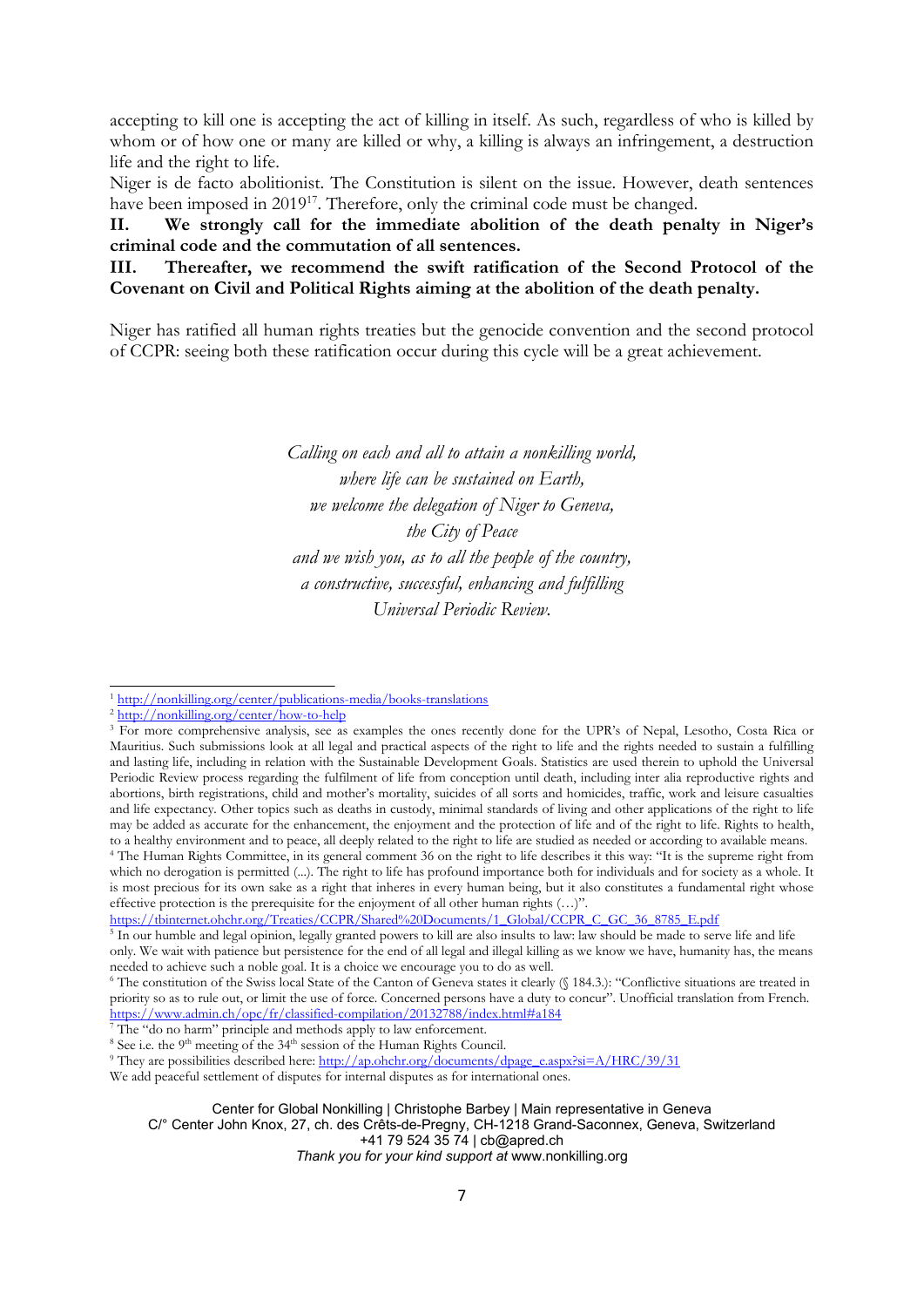accepting to kill one is accepting the act of killing in itself. As such, regardless of who is killed by whom or of how one or many are killed or why, a killing is always an infringement, a destruction life and the right to life.

Niger is de facto abolitionist. The Constitution is silent on the issue. However, death sentences have been imposed in 2019[17]. Therefore, only the criminal code must be changed.

**II. We strongly call for the immediate abolition of the death penalty in Niger's criminal code and the commutation of all sentences.**

**III. Thereafter, we recommend the swift ratification of the Second Protocol of the Covenant on Civil and Political Rights aiming at the abolition of the death penalty.**

Niger has ratified all human rights treaties but the genocide convention and the second protocol of CCPR: seeing both these ratification occur during this cycle will be a great achievement.

*Calling on each and all to attain a nonkilling world,*
*where life can be sustained on Earth,*
*we welcome the delegation of Niger to Geneva,*
*the City of Peace*
*and we wish you, as to all the people of the country,*
*a constructive, successful, enhancing and fulfilling*
*Universal Periodic Review.*

---

[1] http://nonkilling.org/center/publications-media/books-translations

[2] http://nonkilling.org/center/how-to-help

[3] For more comprehensive analysis, see as examples the ones recently done for the UPR's of Nepal, Lesotho, Costa Rica or Mauritius. Such submissions look at all legal and practical aspects of the right to life and the rights needed to sustain a fulfilling and lasting life, including in relation with the Sustainable Development Goals. Statistics are used therein to uphold the Universal Periodic Review process regarding the fulfilment of life from conception until death, including inter alia reproductive rights and abortions, birth registrations, child and mother's mortality, suicides of all sorts and homicides, traffic, work and leisure casualties and life expectancy. Other topics such as deaths in custody, minimal standards of living and other applications of the right to life may be added as accurate for the enhancement, the enjoyment and the protection of life and of the right to life. Rights to health, to a healthy environment and to peace, all deeply related to the right to life are studied as needed or according to available means.

[4] The Human Rights Committee, in its general comment 36 on the right to life describes it this way: "It is the supreme right from which no derogation is permitted (...). The right to life has profound importance both for individuals and for society as a whole. It is most precious for its own sake as a right that inheres in every human being, but it also constitutes a fundamental right whose effective protection is the prerequisite for the enjoyment of all other human rights (…)". https://tbinternet.ohchr.org/Treaties/CCPR/Shared%20Documents/1_Global/CCPR_C_GC_36_8785_E.pdf

[5] In our humble and legal opinion, legally granted powers to kill are also insults to law: law should be made to serve life and life only. We wait with patience but persistence for the end of all legal and illegal killing as we know we have, humanity has, the means needed to achieve such a noble goal. It is a choice we encourage you to do as well.

[6] The constitution of the Swiss local State of the Canton of Geneva states it clearly (§ 184.3.): "Conflictive situations are treated in priority so as to rule out, or limit the use of force. Concerned persons have a duty to concur". Unofficial translation from French. https://www.admin.ch/opc/fr/classified-compilation/20132788/index.html#a184

[7] The "do no harm" principle and methods apply to law enforcement.

[8] See i.e. the 9th meeting of the 34th session of the Human Rights Council.

[9] They are possibilities described here: http://ap.ohchr.org/documents/dpage_e.aspx?si=A/HRC/39/31 We add peaceful settlement of disputes for internal disputes as for international ones.

Center for Global Nonkilling | Christophe Barbey | Main representative in Geneva
C/° Center John Knox, 27, ch. des Crêts-de-Pregny, CH-1218 Grand-Saconnex, Geneva, Switzerland
+41 79 524 35 74 | cb@apred.ch
*Thank you for your kind support at* www.nonkilling.org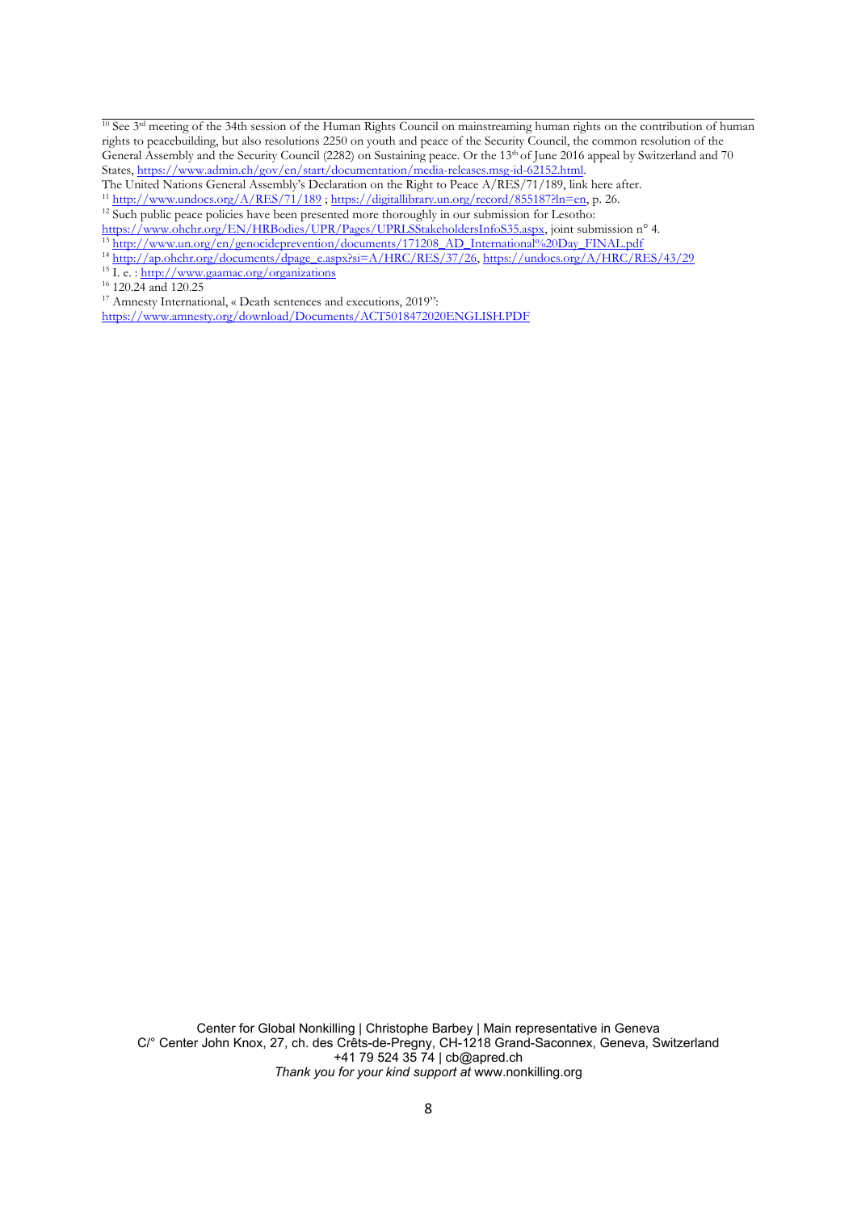[10] See 3rd meeting of the 34th session of the Human Rights Council on mainstreaming human rights on the contribution of human rights to peacebuilding, but also resolutions 2250 on youth and peace of the Security Council, the common resolution of the General Assembly and the Security Council (2282) on Sustaining peace. Or the 13th of June 2016 appeal by Switzerland and 70 States, https://www.admin.ch/gov/en/start/documentation/media-releases.msg-id-62152.html.

The United Nations General Assembly's Declaration on the Right to Peace A/RES/71/189, link here after.

[11] http://www.undocs.org/A/RES/71/189 ; https://digitallibrary.un.org/record/855187?ln=en, p. 26.

[12] Such public peace policies have been presented more thoroughly in our submission for Lesotho: https://www.ohchr.org/EN/HRBodies/UPR/Pages/UPRLSStakeholdersInfoS35.aspx, joint submission n° 4.

[13] http://www.un.org/en/genocideprevention/documents/171208_AD_International%20Day_FINAL.pdf

[14] http://ap.ohchr.org/documents/dpage_e.aspx?si=A/HRC/RES/37/26, https://undocs.org/A/HRC/RES/43/29

[15] I. e. : http://www.gaamac.org/organizations

[16] 120.24 and 120.25

[17] Amnesty International, « Death sentences and executions, 2019": https://www.amnesty.org/download/Documents/ACT5018472020ENGLISH.PDF

Center for Global Nonkilling | Christophe Barbey | Main representative in Geneva
C/° Center John Knox, 27, ch. des Crêts-de-Pregny, CH-1218 Grand-Saconnex, Geneva, Switzerland
+41 79 524 35 74 | cb@apred.ch
*Thank you for your kind support at* www.nonkilling.org